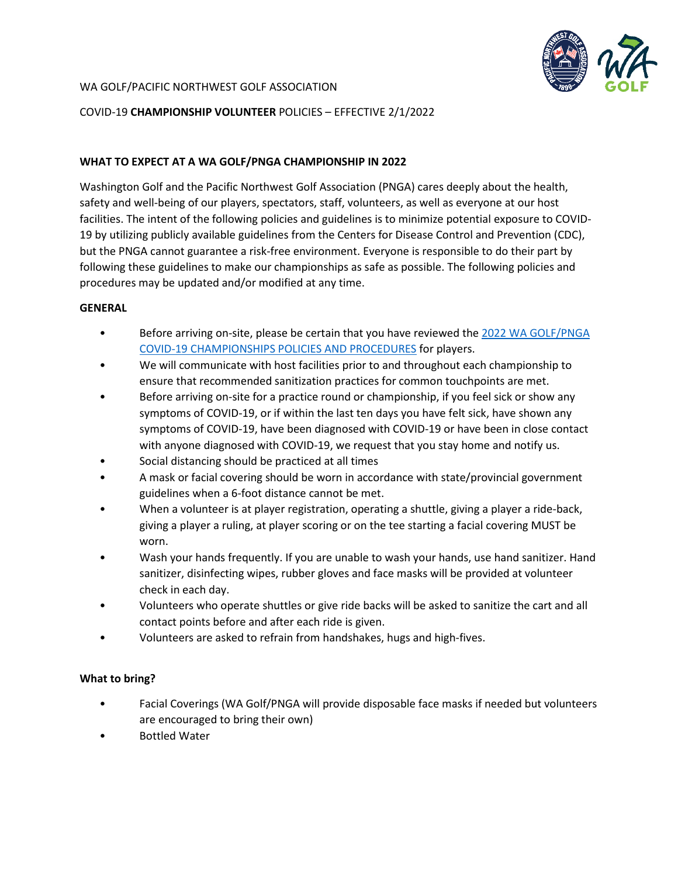WA GOLF/PACIFIC NORTHWEST GOLF ASSOCIATION

COVID-19 **CHAMPIONSHIP VOLUNTEER** POLICIES – EFFECTIVE 2/1/2022

## WHAT TO EXPECT AT A WA GOLF/PNGA CHAMPIONSHIP IN 2022

Washington Golf and the Pacific Northwest Golf Association (PNGA) cares deeply about the health, safety and well-being of our players, spectators, staff, volunteers, as well as everyone at our host facilities. The intent of the following policies and guidelines is to minimize potential exposure to COVID-19 by utilizing publicly available guidelines from the Centers for Disease Control and Prevention (CDC), but the PNGA cannot guarantee a risk-free environment. Everyone is responsible to do their part by following these guidelines to make our championships as safe as possible. The following policies and procedures may be updated and/or modified at any time.

### GENERAL

- Before arriving on-site, please be certain that you have reviewed the 2022 WA GOLF/PNGA COVID-19 CHAMPIONSHIPS POLICIES AND PROCEDURES for players.
- We will communicate with host facilities prior to and throughout each championship to ensure that recommended sanitization practices for common touchpoints are met.
- Before arriving on-site for a practice round or championship, if you feel sick or show any symptoms of COVID-19, or if within the last ten days you have felt sick, have shown any symptoms of COVID-19, have been diagnosed with COVID-19 or have been in close contact with anyone diagnosed with COVID-19, we request that you stay home and notify us.
- Social distancing should be practiced at all times
- A mask or facial covering should be worn in accordance with state/provincial government guidelines when a 6-foot distance cannot be met.
- When a volunteer is at player registration, operating a shuttle, giving a player a ride-back, giving a player a ruling, at player scoring or on the tee starting a facial covering MUST be worn.
- Wash your hands frequently. If you are unable to wash your hands, use hand sanitizer. Hand sanitizer, disinfecting wipes, rubber gloves and face masks will be provided at volunteer check in each day.
- Volunteers who operate shuttles or give ride backs will be asked to sanitize the cart and all contact points before and after each ride is given.
- Volunteers are asked to refrain from handshakes, hugs and high-fives.

### What to bring?

- Facial Coverings (WA Golf/PNGA will provide disposable face masks if needed but volunteers are encouraged to bring their own)
- Bottled Water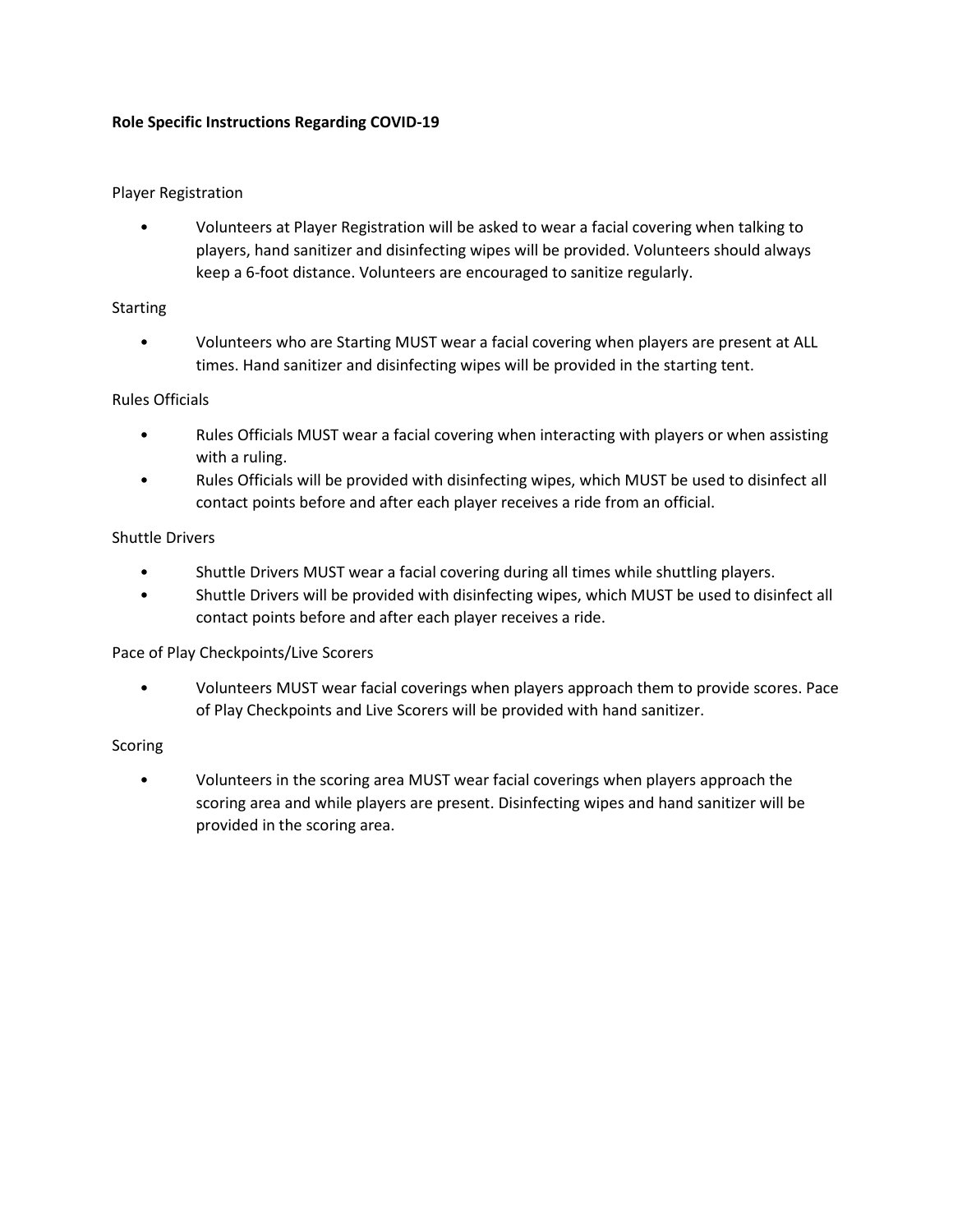**Role Specific Instructions Regarding COVID-19**

Player Registration

- Volunteers at Player Registration will be asked to wear a facial covering when talking to players, hand sanitizer and disinfecting wipes will be provided. Volunteers should always keep a 6-foot distance. Volunteers are encouraged to sanitize regularly.

Starting

- Volunteers who are Starting MUST wear a facial covering when players are present at ALL times. Hand sanitizer and disinfecting wipes will be provided in the starting tent.

Rules Officials

- Rules Officials MUST wear a facial covering when interacting with players or when assisting with a ruling.
- Rules Officials will be provided with disinfecting wipes, which MUST be used to disinfect all contact points before and after each player receives a ride from an official.

Shuttle Drivers

- Shuttle Drivers MUST wear a facial covering during all times while shuttling players.
- Shuttle Drivers will be provided with disinfecting wipes, which MUST be used to disinfect all contact points before and after each player receives a ride.

Pace of Play Checkpoints/Live Scorers

- Volunteers MUST wear facial coverings when players approach them to provide scores. Pace of Play Checkpoints and Live Scorers will be provided with hand sanitizer.

Scoring

- Volunteers in the scoring area MUST wear facial coverings when players approach the scoring area and while players are present. Disinfecting wipes and hand sanitizer will be provided in the scoring area.